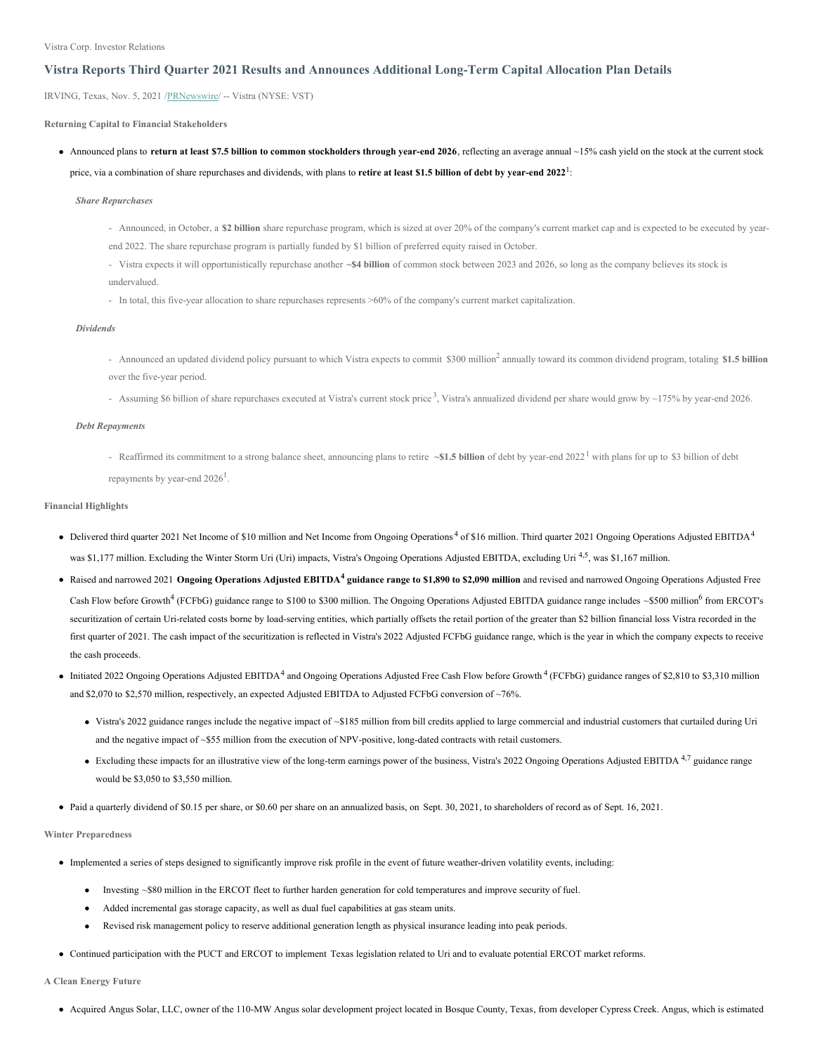Vistra Corp. Investor Relations

# Vistra Reports Third Quarter 2021 Results and Announces Additional Long-Term Capital Allocation Plan Details

IRVING, Texas, Nov. 5, 2021 /PRNewswire/ -- Vistra (NYSE: VST)

### Returning Capital to Financial Stakeholders

- Announced plans to **return at least $7.5 billion to common stockholders through year-end 2026**, reflecting an average annual ~15% cash yield on the stock at the current stock price, via a combination of share repurchases and dividends, with plans to **retire at least $1.5 billion of debt by year-end 2022**[1]:

***Share Repurchases***

- Announced, in October, a **$2 billion** share repurchase program, which is sized at over 20% of the company's current market cap and is expected to be executed by year-end 2022. The share repurchase program is partially funded by $1 billion of preferred equity raised in October.
- Vistra expects it will opportunistically repurchase another **~$4 billion** of common stock between 2023 and 2026, so long as the company believes its stock is undervalued.
- In total, this five-year allocation to share repurchases represents >60% of the company's current market capitalization.

***Dividends***

- Announced an updated dividend policy pursuant to which Vistra expects to commit $300 million[2] annually toward its common dividend program, totaling **$1.5 billion** over the five-year period.
- Assuming $6 billion of share repurchases executed at Vistra's current stock price[3], Vistra's annualized dividend per share would grow by ~175% by year-end 2026.

***Debt Repayments***

- Reaffirmed its commitment to a strong balance sheet, announcing plans to retire **~$1.5 billion** of debt by year-end 2022[1] with plans for up to $3 billion of debt repayments by year-end 2026[1].

### Financial Highlights

- Delivered third quarter 2021 Net Income of $10 million and Net Income from Ongoing Operations[4] of $16 million. Third quarter 2021 Ongoing Operations Adjusted EBITDA[4] was $1,177 million. Excluding the Winter Storm Uri (Uri) impacts, Vistra's Ongoing Operations Adjusted EBITDA, excluding Uri[4,5], was $1,167 million.
- Raised and narrowed 2021 **Ongoing Operations Adjusted EBITDA[4] guidance range to $1,890 to $2,090 million** and revised and narrowed Ongoing Operations Adjusted Free Cash Flow before Growth[4] (FCFbG) guidance range to $100 to $300 million. The Ongoing Operations Adjusted EBITDA guidance range includes ~$500 million[6] from ERCOT's securitization of certain Uri-related costs borne by load-serving entities, which partially offsets the retail portion of the greater than $2 billion financial loss Vistra recorded in the first quarter of 2021. The cash impact of the securitization is reflected in Vistra's 2022 Adjusted FCFbG guidance range, which is the year in which the company expects to receive the cash proceeds.
- Initiated 2022 Ongoing Operations Adjusted EBITDA[4] and Ongoing Operations Adjusted Free Cash Flow before Growth[4] (FCFbG) guidance ranges of $2,810 to $3,310 million and $2,070 to $2,570 million, respectively, an expected Adjusted EBITDA to Adjusted FCFbG conversion of ~76%.
  - Vistra's 2022 guidance ranges include the negative impact of ~$185 million from bill credits applied to large commercial and industrial customers that curtailed during Uri and the negative impact of ~$55 million from the execution of NPV-positive, long-dated contracts with retail customers.
  - Excluding these impacts for an illustrative view of the long-term earnings power of the business, Vistra's 2022 Ongoing Operations Adjusted EBITDA[4,7] guidance range would be $3,050 to $3,550 million.
- Paid a quarterly dividend of $0.15 per share, or $0.60 per share on an annualized basis, on Sept. 30, 2021, to shareholders of record as of Sept. 16, 2021.

### Winter Preparedness

- Implemented a series of steps designed to significantly improve risk profile in the event of future weather-driven volatility events, including:
  - Investing ~$80 million in the ERCOT fleet to further harden generation for cold temperatures and improve security of fuel.
  - Added incremental gas storage capacity, as well as dual fuel capabilities at gas steam units.
  - Revised risk management policy to reserve additional generation length as physical insurance leading into peak periods.
- Continued participation with the PUCT and ERCOT to implement Texas legislation related to Uri and to evaluate potential ERCOT market reforms.

### A Clean Energy Future

- Acquired Angus Solar, LLC, owner of the 110-MW Angus solar development project located in Bosque County, Texas, from developer Cypress Creek. Angus, which is estimated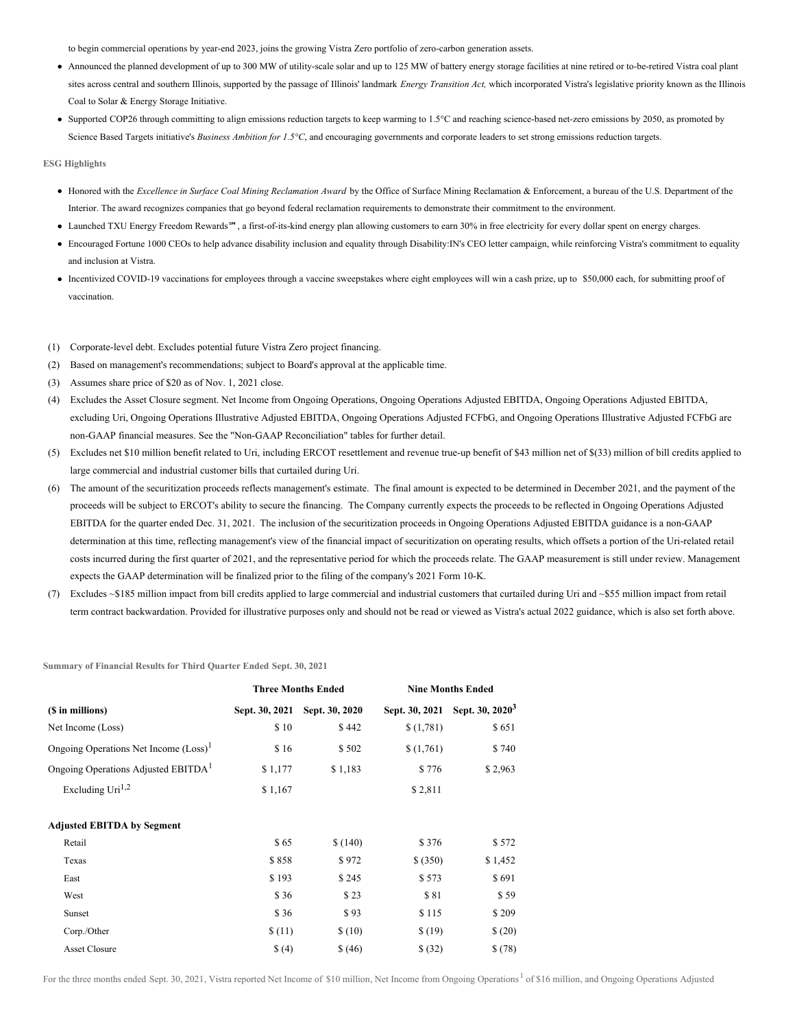to begin commercial operations by year-end 2023, joins the growing Vistra Zero portfolio of zero-carbon generation assets.

- Announced the planned development of up to 300 MW of utility-scale solar and up to 125 MW of battery energy storage facilities at nine retired or to-be-retired Vistra coal plant sites across central and southern Illinois, supported by the passage of Illinois' landmark *Energy Transition Act,* which incorporated Vistra's legislative priority known as the Illinois Coal to Solar & Energy Storage Initiative.
- Supported COP26 through committing to align emissions reduction targets to keep warming to 1.5°C and reaching science-based net-zero emissions by 2050, as promoted by Science Based Targets initiative's *Business Ambition for 1.5°C*, and encouraging governments and corporate leaders to set strong emissions reduction targets.

**ESG Highlights**

- Honored with the *Excellence in Surface Coal Mining Reclamation Award* by the Office of Surface Mining Reclamation & Enforcement, a bureau of the U.S. Department of the Interior. The award recognizes companies that go beyond federal reclamation requirements to demonstrate their commitment to the environment.
- Launched TXU Energy Freedom Rewards℠, a first-of-its-kind energy plan allowing customers to earn 30% in free electricity for every dollar spent on energy charges.
- Encouraged Fortune 1000 CEOs to help advance disability inclusion and equality through Disability:IN's CEO letter campaign, while reinforcing Vistra's commitment to equality and inclusion at Vistra.
- Incentivized COVID-19 vaccinations for employees through a vaccine sweepstakes where eight employees will win a cash prize, up to $50,000 each, for submitting proof of vaccination.

(1) Corporate-level debt. Excludes potential future Vistra Zero project financing.

(2) Based on management's recommendations; subject to Board's approval at the applicable time.

(3) Assumes share price of $20 as of Nov. 1, 2021 close.

(4) Excludes the Asset Closure segment. Net Income from Ongoing Operations, Ongoing Operations Adjusted EBITDA, Ongoing Operations Adjusted EBITDA, excluding Uri, Ongoing Operations Illustrative Adjusted EBITDA, Ongoing Operations Adjusted FCFbG, and Ongoing Operations Illustrative Adjusted FCFbG are non-GAAP financial measures. See the "Non-GAAP Reconciliation" tables for further detail.

(5) Excludes net $10 million benefit related to Uri, including ERCOT resettlement and revenue true-up benefit of $43 million net of $(33) million of bill credits applied to large commercial and industrial customer bills that curtailed during Uri.

(6) The amount of the securitization proceeds reflects management's estimate. The final amount is expected to be determined in December 2021, and the payment of the proceeds will be subject to ERCOT's ability to secure the financing. The Company currently expects the proceeds to be reflected in Ongoing Operations Adjusted EBITDA for the quarter ended Dec. 31, 2021. The inclusion of the securitization proceeds in Ongoing Operations Adjusted EBITDA guidance is a non-GAAP determination at this time, reflecting management's view of the financial impact of securitization on operating results, which offsets a portion of the Uri-related retail costs incurred during the first quarter of 2021, and the representative period for which the proceeds relate. The GAAP measurement is still under review. Management expects the GAAP determination will be finalized prior to the filing of the company's 2021 Form 10-K.

(7) Excludes ~$185 million impact from bill credits applied to large commercial and industrial customers that curtailed during Uri and ~$55 million impact from retail term contract backwardation. Provided for illustrative purposes only and should not be read or viewed as Vistra's actual 2022 guidance, which is also set forth above.

**Summary of Financial Results for Third Quarter Ended Sept. 30, 2021**

| | Three Months Ended | | Nine Months Ended | |
|---|---|---|---|---|
| **($ in millions)** | **Sept. 30, 2021** | **Sept. 30, 2020** | **Sept. 30, 2021** | **Sept. 30, 2020[3]** |
| Net Income (Loss) | $ 10 | $ 442 | $ (1,781) | $ 651 |
| Ongoing Operations Net Income (Loss)[1] | $ 16 | $ 502 | $ (1,761) | $ 740 |
| Ongoing Operations Adjusted EBITDA[1] | $ 1,177 | $ 1,183 | $ 776 | $ 2,963 |
| Excluding Uri[1,2] | $ 1,167 | | $ 2,811 | |
| | | | | |
| **Adjusted EBITDA by Segment** | | | | |
| Retail | $ 65 | $ (140) | $ 376 | $ 572 |
| Texas | $ 858 | $ 972 | $ (350) | $ 1,452 |
| East | $ 193 | $ 245 | $ 573 | $ 691 |
| West | $ 36 | $ 23 | $ 81 | $ 59 |
| Sunset | $ 36 | $ 93 | $ 115 | $ 209 |
| Corp./Other | $ (11) | $ (10) | $ (19) | $ (20) |
| Asset Closure | $ (4) | $ (46) | $ (32) | $ (78) |

For the three months ended Sept. 30, 2021, Vistra reported Net Income of $10 million, Net Income from Ongoing Operations[1] of $16 million, and Ongoing Operations Adjusted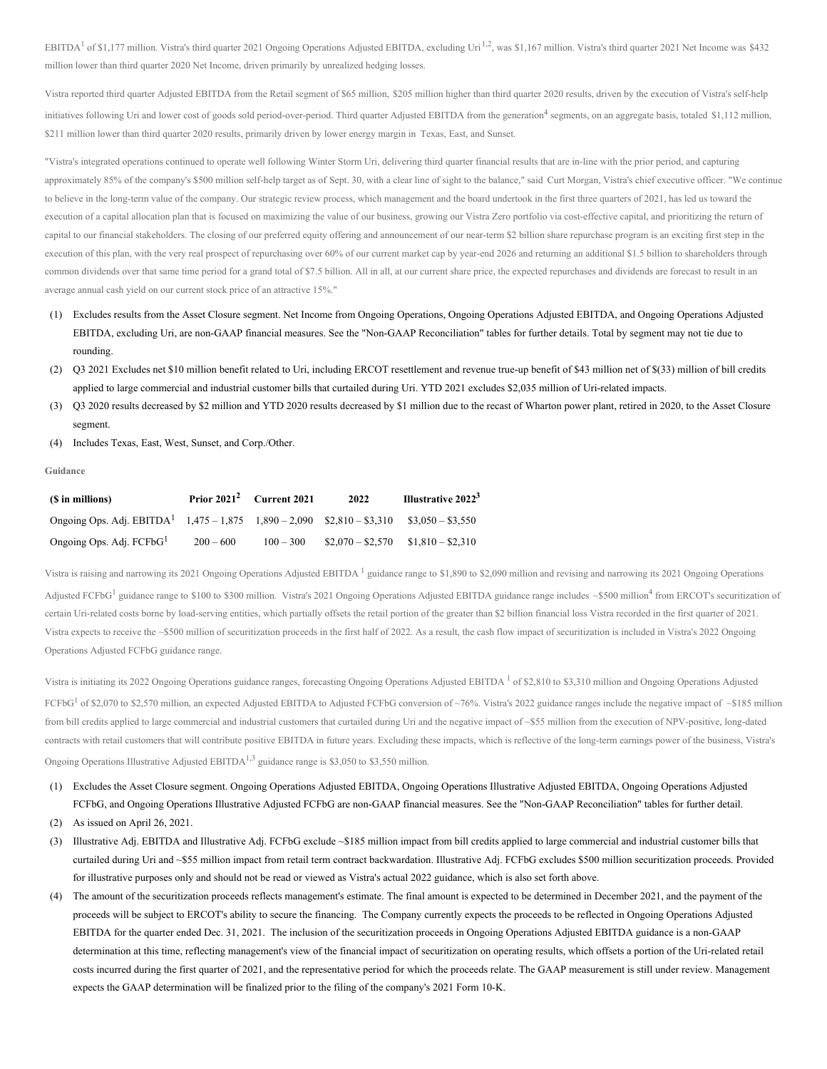EBITDA[1] of $1,177 million. Vistra's third quarter 2021 Ongoing Operations Adjusted EBITDA, excluding Uri[1,2], was $1,167 million. Vistra's third quarter 2021 Net Income was $432 million lower than third quarter 2020 Net Income, driven primarily by unrealized hedging losses.

Vistra reported third quarter Adjusted EBITDA from the Retail segment of $65 million, $205 million higher than third quarter 2020 results, driven by the execution of Vistra's self-help initiatives following Uri and lower cost of goods sold period-over-period. Third quarter Adjusted EBITDA from the generation[4] segments, on an aggregate basis, totaled $1,112 million, $211 million lower than third quarter 2020 results, primarily driven by lower energy margin in Texas, East, and Sunset.

"Vistra's integrated operations continued to operate well following Winter Storm Uri, delivering third quarter financial results that are in-line with the prior period, and capturing approximately 85% of the company's $500 million self-help target as of Sept. 30, with a clear line of sight to the balance," said Curt Morgan, Vistra's chief executive officer. "We continue to believe in the long-term value of the company. Our strategic review process, which management and the board undertook in the first three quarters of 2021, has led us toward the execution of a capital allocation plan that is focused on maximizing the value of our business, growing our Vistra Zero portfolio via cost-effective capital, and prioritizing the return of capital to our financial stakeholders. The closing of our preferred equity offering and announcement of our near-term $2 billion share repurchase program is an exciting first step in the execution of this plan, with the very real prospect of repurchasing over 60% of our current market cap by year-end 2026 and returning an additional $1.5 billion to shareholders through common dividends over that same time period for a grand total of $7.5 billion. All in all, at our current share price, the expected repurchases and dividends are forecast to result in an average annual cash yield on our current stock price of an attractive 15%."

(1) Excludes results from the Asset Closure segment. Net Income from Ongoing Operations, Ongoing Operations Adjusted EBITDA, and Ongoing Operations Adjusted EBITDA, excluding Uri, are non-GAAP financial measures. See the "Non-GAAP Reconciliation" tables for further details. Total by segment may not tie due to rounding.

(2) Q3 2021 Excludes net $10 million benefit related to Uri, including ERCOT resettlement and revenue true-up benefit of $43 million net of $(33) million of bill credits applied to large commercial and industrial customer bills that curtailed during Uri. YTD 2021 excludes $2,035 million of Uri-related impacts.

(3) Q3 2020 results decreased by $2 million and YTD 2020 results decreased by $1 million due to the recast of Wharton power plant, retired in 2020, to the Asset Closure segment.

(4) Includes Texas, East, West, Sunset, and Corp./Other.

**Guidance**

| ($ in millions) | Prior 2021[2] | Current 2021 | 2022 | Illustrative 2022[3] |
|---|---|---|---|---|
| Ongoing Ops. Adj. EBITDA[1] | 1,475 – 1,875 | 1,890 – 2,090 | $2,810 – $3,310 | $3,050 – $3,550 |
| Ongoing Ops. Adj. FCFbG[1] | 200 – 600 | 100 – 300 | $2,070 – $2,570 | $1,810 – $2,310 |

Vistra is raising and narrowing its 2021 Ongoing Operations Adjusted EBITDA [1] guidance range to $1,890 to $2,090 million and revising and narrowing its 2021 Ongoing Operations Adjusted FCFbG[1] guidance range to $100 to $300 million. Vistra's 2021 Ongoing Operations Adjusted EBITDA guidance range includes ~$500 million[4] from ERCOT's securitization of certain Uri-related costs borne by load-serving entities, which partially offsets the retail portion of the greater than $2 billion financial loss Vistra recorded in the first quarter of 2021. Vistra expects to receive the ~$500 million of securitization proceeds in the first half of 2022. As a result, the cash flow impact of securitization is included in Vistra's 2022 Ongoing Operations Adjusted FCFbG guidance range.

Vistra is initiating its 2022 Ongoing Operations guidance ranges, forecasting Ongoing Operations Adjusted EBITDA [1] of $2,810 to $3,310 million and Ongoing Operations Adjusted FCFbG[1] of $2,070 to $2,570 million, an expected Adjusted EBITDA to Adjusted FCFbG conversion of ~76%. Vistra's 2022 guidance ranges include the negative impact of ~$185 million from bill credits applied to large commercial and industrial customers that curtailed during Uri and the negative impact of ~$55 million from the execution of NPV-positive, long-dated contracts with retail customers that will contribute positive EBITDA in future years. Excluding these impacts, which is reflective of the long-term earnings power of the business, Vistra's Ongoing Operations Illustrative Adjusted EBITDA[1,3] guidance range is $3,050 to $3,550 million.

(1) Excludes the Asset Closure segment. Ongoing Operations Adjusted EBITDA, Ongoing Operations Illustrative Adjusted EBITDA, Ongoing Operations Adjusted FCFbG, and Ongoing Operations Illustrative Adjusted FCFbG are non-GAAP financial measures. See the "Non-GAAP Reconciliation" tables for further detail.

(2) As issued on April 26, 2021.

(3) Illustrative Adj. EBITDA and Illustrative Adj. FCFbG exclude ~$185 million impact from bill credits applied to large commercial and industrial customer bills that curtailed during Uri and ~$55 million impact from retail term contract backwardation. Illustrative Adj. FCFbG excludes $500 million securitization proceeds. Provided for illustrative purposes only and should not be read or viewed as Vistra's actual 2022 guidance, which is also set forth above.

(4) The amount of the securitization proceeds reflects management's estimate. The final amount is expected to be determined in December 2021, and the payment of the proceeds will be subject to ERCOT's ability to secure the financing. The Company currently expects the proceeds to be reflected in Ongoing Operations Adjusted EBITDA for the quarter ended Dec. 31, 2021. The inclusion of the securitization proceeds in Ongoing Operations Adjusted EBITDA guidance is a non-GAAP determination at this time, reflecting management's view of the financial impact of securitization on operating results, which offsets a portion of the Uri-related retail costs incurred during the first quarter of 2021, and the representative period for which the proceeds relate. The GAAP measurement is still under review. Management expects the GAAP determination will be finalized prior to the filing of the company's 2021 Form 10-K.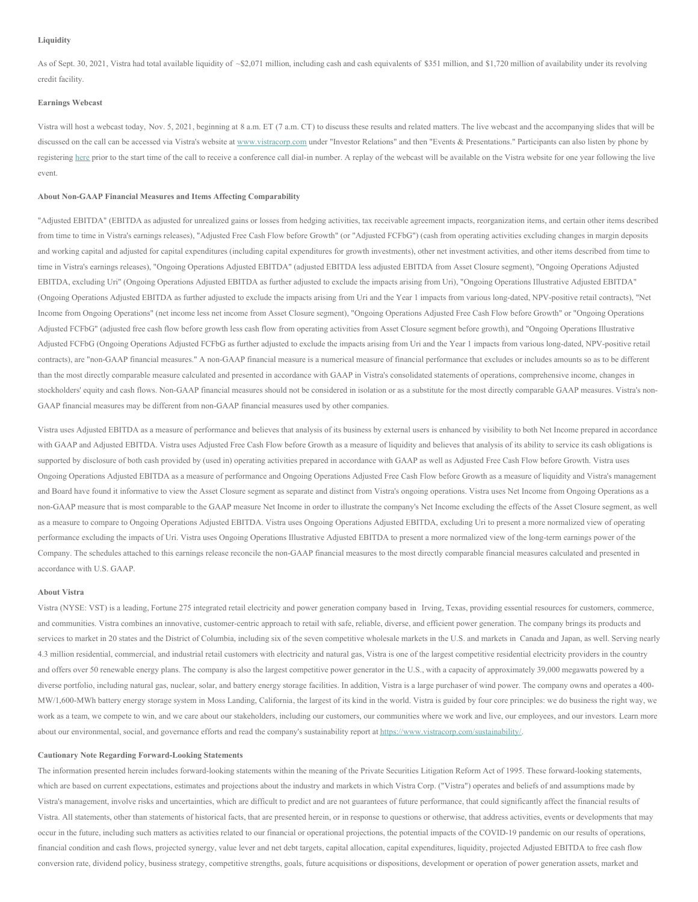**Liquidity**

As of Sept. 30, 2021, Vistra had total available liquidity of ~$2,071 million, including cash and cash equivalents of $351 million, and $1,720 million of availability under its revolving credit facility.

**Earnings Webcast**

Vistra will host a webcast today, Nov. 5, 2021, beginning at 8 a.m. ET (7 a.m. CT) to discuss these results and related matters. The live webcast and the accompanying slides that will be discussed on the call can be accessed via Vistra's website at www.vistracorp.com under "Investor Relations" and then "Events & Presentations." Participants can also listen by phone by registering here prior to the start time of the call to receive a conference call dial-in number. A replay of the webcast will be available on the Vistra website for one year following the live event.

**About Non-GAAP Financial Measures and Items Affecting Comparability**

"Adjusted EBITDA" (EBITDA as adjusted for unrealized gains or losses from hedging activities, tax receivable agreement impacts, reorganization items, and certain other items described from time to time in Vistra's earnings releases), "Adjusted Free Cash Flow before Growth" (or "Adjusted FCFbG") (cash from operating activities excluding changes in margin deposits and working capital and adjusted for capital expenditures (including capital expenditures for growth investments), other net investment activities, and other items described from time to time in Vistra's earnings releases), "Ongoing Operations Adjusted EBITDA" (adjusted EBITDA less adjusted EBITDA from Asset Closure segment), "Ongoing Operations Adjusted EBITDA, excluding Uri" (Ongoing Operations Adjusted EBITDA as further adjusted to exclude the impacts arising from Uri), "Ongoing Operations Illustrative Adjusted EBITDA" (Ongoing Operations Adjusted EBITDA as further adjusted to exclude the impacts arising from Uri and the Year 1 impacts from various long-dated, NPV-positive retail contracts), "Net Income from Ongoing Operations" (net income less net income from Asset Closure segment), "Ongoing Operations Adjusted Free Cash Flow before Growth" or "Ongoing Operations Adjusted FCFbG" (adjusted free cash flow before growth less cash flow from operating activities from Asset Closure segment before growth), and "Ongoing Operations Illustrative Adjusted FCFbG (Ongoing Operations Adjusted FCFbG as further adjusted to exclude the impacts arising from Uri and the Year 1 impacts from various long-dated, NPV-positive retail contracts), are "non-GAAP financial measures." A non-GAAP financial measure is a numerical measure of financial performance that excludes or includes amounts so as to be different than the most directly comparable measure calculated and presented in accordance with GAAP in Vistra's consolidated statements of operations, comprehensive income, changes in stockholders' equity and cash flows. Non-GAAP financial measures should not be considered in isolation or as a substitute for the most directly comparable GAAP measures. Vistra's non-GAAP financial measures may be different from non-GAAP financial measures used by other companies.

Vistra uses Adjusted EBITDA as a measure of performance and believes that analysis of its business by external users is enhanced by visibility to both Net Income prepared in accordance with GAAP and Adjusted EBITDA. Vistra uses Adjusted Free Cash Flow before Growth as a measure of liquidity and believes that analysis of its ability to service its cash obligations is supported by disclosure of both cash provided by (used in) operating activities prepared in accordance with GAAP as well as Adjusted Free Cash Flow before Growth. Vistra uses Ongoing Operations Adjusted EBITDA as a measure of performance and Ongoing Operations Adjusted Free Cash Flow before Growth as a measure of liquidity and Vistra's management and Board have found it informative to view the Asset Closure segment as separate and distinct from Vistra's ongoing operations. Vistra uses Net Income from Ongoing Operations as a non-GAAP measure that is most comparable to the GAAP measure Net Income in order to illustrate the company's Net Income excluding the effects of the Asset Closure segment, as well as a measure to compare to Ongoing Operations Adjusted EBITDA. Vistra uses Ongoing Operations Adjusted EBITDA, excluding Uri to present a more normalized view of operating performance excluding the impacts of Uri. Vistra uses Ongoing Operations Illustrative Adjusted EBITDA to present a more normalized view of the long-term earnings power of the Company. The schedules attached to this earnings release reconcile the non-GAAP financial measures to the most directly comparable financial measures calculated and presented in accordance with U.S. GAAP.

**About Vistra**

Vistra (NYSE: VST) is a leading, Fortune 275 integrated retail electricity and power generation company based in Irving, Texas, providing essential resources for customers, commerce, and communities. Vistra combines an innovative, customer-centric approach to retail with safe, reliable, diverse, and efficient power generation. The company brings its products and services to market in 20 states and the District of Columbia, including six of the seven competitive wholesale markets in the U.S. and markets in Canada and Japan, as well. Serving nearly 4.3 million residential, commercial, and industrial retail customers with electricity and natural gas, Vistra is one of the largest competitive residential electricity providers in the country and offers over 50 renewable energy plans. The company is also the largest competitive power generator in the U.S., with a capacity of approximately 39,000 megawatts powered by a diverse portfolio, including natural gas, nuclear, solar, and battery energy storage facilities. In addition, Vistra is a large purchaser of wind power. The company owns and operates a 400-MW/1,600-MWh battery energy storage system in Moss Landing, California, the largest of its kind in the world. Vistra is guided by four core principles: we do business the right way, we work as a team, we compete to win, and we care about our stakeholders, including our customers, our communities where we work and live, our employees, and our investors. Learn more about our environmental, social, and governance efforts and read the company's sustainability report at https://www.vistracorp.com/sustainability/.

**Cautionary Note Regarding Forward-Looking Statements**

The information presented herein includes forward-looking statements within the meaning of the Private Securities Litigation Reform Act of 1995. These forward-looking statements, which are based on current expectations, estimates and projections about the industry and markets in which Vistra Corp. ("Vistra") operates and beliefs of and assumptions made by Vistra's management, involve risks and uncertainties, which are difficult to predict and are not guarantees of future performance, that could significantly affect the financial results of Vistra. All statements, other than statements of historical facts, that are presented herein, or in response to questions or otherwise, that address activities, events or developments that may occur in the future, including such matters as activities related to our financial or operational projections, the potential impacts of the COVID-19 pandemic on our results of operations, financial condition and cash flows, projected synergy, value lever and net debt targets, capital allocation, capital expenditures, liquidity, projected Adjusted EBITDA to free cash flow conversion rate, dividend policy, business strategy, competitive strengths, goals, future acquisitions or dispositions, development or operation of power generation assets, market and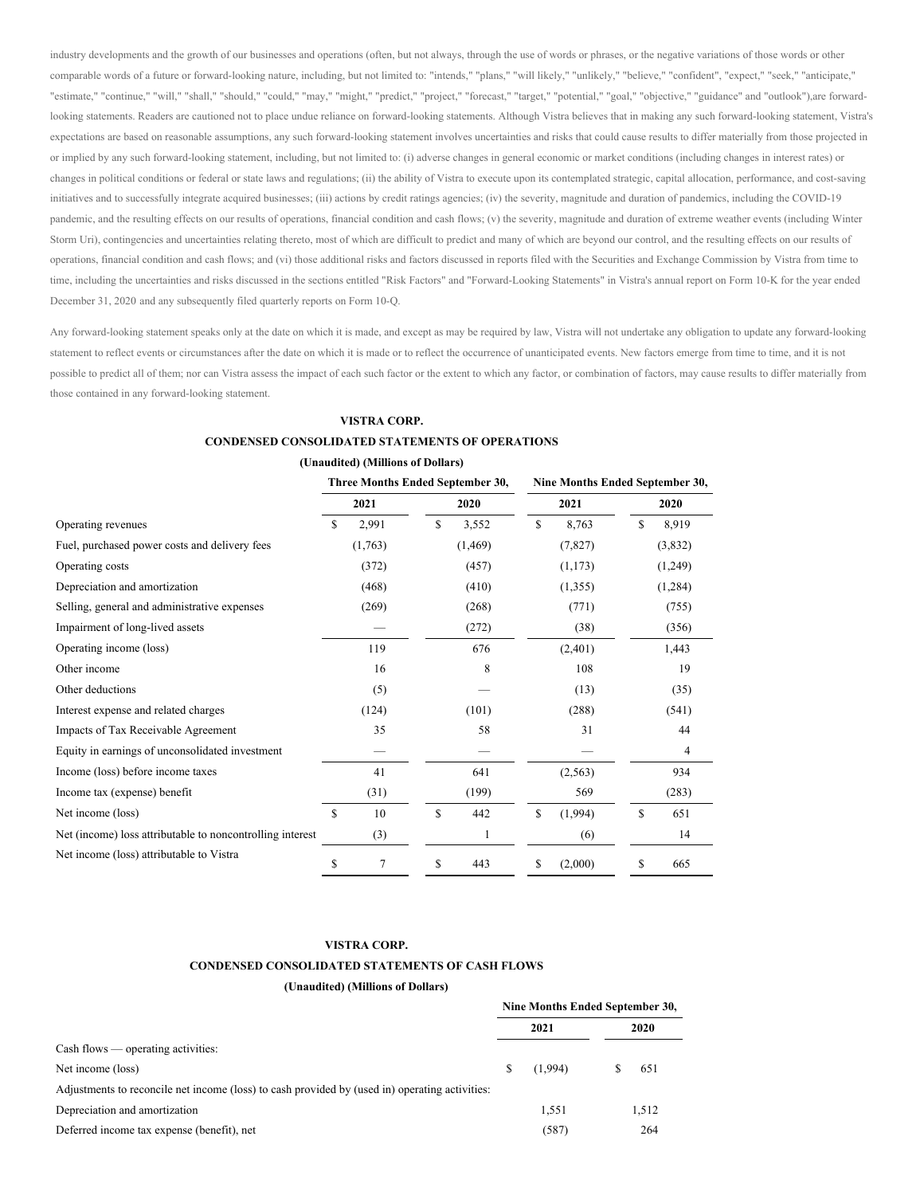industry developments and the growth of our businesses and operations (often, but not always, through the use of words or phrases, or the negative variations of those words or other comparable words of a future or forward-looking nature, including, but not limited to: "intends," "plans," "will likely," "unlikely," "believe," "confident", "expect," "seek," "anticipate," "estimate," "continue," "will," "shall," "should," "could," "may," "might," "predict," "project," "forecast," "target," "potential," "goal," "objective," "guidance" and "outlook"),are forward-looking statements. Readers are cautioned not to place undue reliance on forward-looking statements. Although Vistra believes that in making any such forward-looking statement, Vistra's expectations are based on reasonable assumptions, any such forward-looking statement involves uncertainties and risks that could cause results to differ materially from those projected in or implied by any such forward-looking statement, including, but not limited to: (i) adverse changes in general economic or market conditions (including changes in interest rates) or changes in political conditions or federal or state laws and regulations; (ii) the ability of Vistra to execute upon its contemplated strategic, capital allocation, performance, and cost-saving initiatives and to successfully integrate acquired businesses; (iii) actions by credit ratings agencies; (iv) the severity, magnitude and duration of pandemics, including the COVID-19 pandemic, and the resulting effects on our results of operations, financial condition and cash flows; (v) the severity, magnitude and duration of extreme weather events (including Winter Storm Uri), contingencies and uncertainties relating thereto, most of which are difficult to predict and many of which are beyond our control, and the resulting effects on our results of operations, financial condition and cash flows; and (vi) those additional risks and factors discussed in reports filed with the Securities and Exchange Commission by Vistra from time to time, including the uncertainties and risks discussed in the sections entitled "Risk Factors" and "Forward-Looking Statements" in Vistra's annual report on Form 10-K for the year ended December 31, 2020 and any subsequently filed quarterly reports on Form 10-Q.

Any forward-looking statement speaks only at the date on which it is made, and except as may be required by law, Vistra will not undertake any obligation to update any forward-looking statement to reflect events or circumstances after the date on which it is made or to reflect the occurrence of unanticipated events. New factors emerge from time to time, and it is not possible to predict all of them; nor can Vistra assess the impact of each such factor or the extent to which any factor, or combination of factors, may cause results to differ materially from those contained in any forward-looking statement.

**VISTRA CORP.**

**CONDENSED CONSOLIDATED STATEMENTS OF OPERATIONS**

**(Unaudited) (Millions of Dollars)**

| | Three Months Ended September 30, | | Nine Months Ended September 30, | |
|---|---|---|---|---|
| | 2021 | 2020 | 2021 | 2020 |
| Operating revenues | $ 2,991 | $ 3,552 | $ 8,763 | $ 8,919 |
| Fuel, purchased power costs and delivery fees | (1,763) | (1,469) | (7,827) | (3,832) |
| Operating costs | (372) | (457) | (1,173) | (1,249) |
| Depreciation and amortization | (468) | (410) | (1,355) | (1,284) |
| Selling, general and administrative expenses | (269) | (268) | (771) | (755) |
| Impairment of long-lived assets | — | (272) | (38) | (356) |
| Operating income (loss) | 119 | 676 | (2,401) | 1,443 |
| Other income | 16 | 8 | 108 | 19 |
| Other deductions | (5) | — | (13) | (35) |
| Interest expense and related charges | (124) | (101) | (288) | (541) |
| Impacts of Tax Receivable Agreement | 35 | 58 | 31 | 44 |
| Equity in earnings of unconsolidated investment | — | — | — | 4 |
| Income (loss) before income taxes | 41 | 641 | (2,563) | 934 |
| Income tax (expense) benefit | (31) | (199) | 569 | (283) |
| Net income (loss) | $ 10 | $ 442 | $ (1,994) | $ 651 |
| Net (income) loss attributable to noncontrolling interest | (3) | 1 | (6) | 14 |
| Net income (loss) attributable to Vistra | $ 7 | $ 443 | $ (2,000) | $ 665 |

**VISTRA CORP.**

**CONDENSED CONSOLIDATED STATEMENTS OF CASH FLOWS**

**(Unaudited) (Millions of Dollars)**

| | Nine Months Ended September 30, | |
|---|---|---|
| | 2021 | 2020 |
| Cash flows — operating activities: | | |
| Net income (loss) | $ (1,994) | $ 651 |
| Adjustments to reconcile net income (loss) to cash provided by (used in) operating activities: | | |
| Depreciation and amortization | 1,551 | 1,512 |
| Deferred income tax expense (benefit), net | (587) | 264 |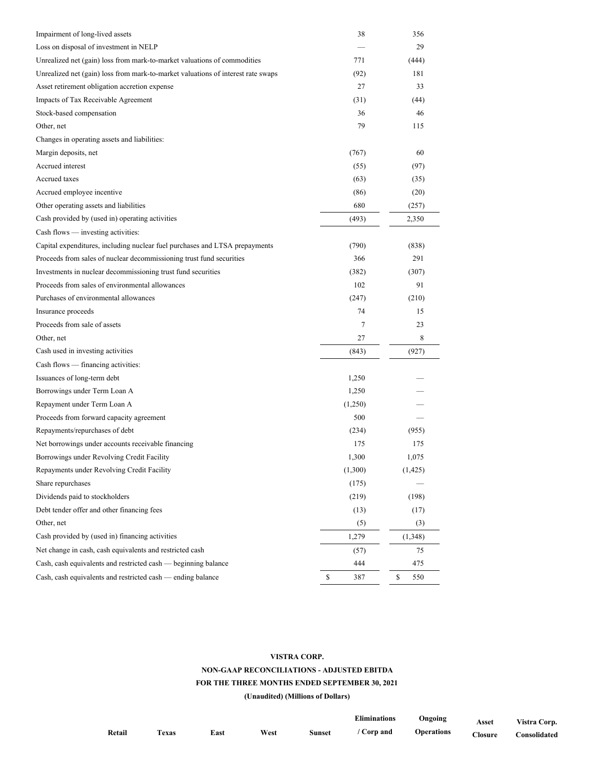| | | |
|---|---|---|
| Impairment of long-lived assets | 38 | 356 |
| Loss on disposal of investment in NELP | — | 29 |
| Unrealized net (gain) loss from mark-to-market valuations of commodities | 771 | (444) |
| Unrealized net (gain) loss from mark-to-market valuations of interest rate swaps | (92) | 181 |
| Asset retirement obligation accretion expense | 27 | 33 |
| Impacts of Tax Receivable Agreement | (31) | (44) |
| Stock-based compensation | 36 | 46 |
| Other, net | 79 | 115 |
| Changes in operating assets and liabilities: | | |
| Margin deposits, net | (767) | 60 |
| Accrued interest | (55) | (97) |
| Accrued taxes | (63) | (35) |
| Accrued employee incentive | (86) | (20) |
| Other operating assets and liabilities | 680 | (257) |
| Cash provided by (used in) operating activities | (493) | 2,350 |
| Cash flows — investing activities: | | |
| Capital expenditures, including nuclear fuel purchases and LTSA prepayments | (790) | (838) |
| Proceeds from sales of nuclear decommissioning trust fund securities | 366 | 291 |
| Investments in nuclear decommissioning trust fund securities | (382) | (307) |
| Proceeds from sales of environmental allowances | 102 | 91 |
| Purchases of environmental allowances | (247) | (210) |
| Insurance proceeds | 74 | 15 |
| Proceeds from sale of assets | 7 | 23 |
| Other, net | 27 | 8 |
| Cash used in investing activities | (843) | (927) |
| Cash flows — financing activities: | | |
| Issuances of long-term debt | 1,250 | — |
| Borrowings under Term Loan A | 1,250 | — |
| Repayment under Term Loan A | (1,250) | — |
| Proceeds from forward capacity agreement | 500 | — |
| Repayments/repurchases of debt | (234) | (955) |
| Net borrowings under accounts receivable financing | 175 | 175 |
| Borrowings under Revolving Credit Facility | 1,300 | 1,075 |
| Repayments under Revolving Credit Facility | (1,300) | (1,425) |
| Share repurchases | (175) | — |
| Dividends paid to stockholders | (219) | (198) |
| Debt tender offer and other financing fees | (13) | (17) |
| Other, net | (5) | (3) |
| Cash provided by (used in) financing activities | 1,279 | (1,348) |
| Net change in cash, cash equivalents and restricted cash | (57) | 75 |
| Cash, cash equivalents and restricted cash — beginning balance | 444 | 475 |
| Cash, cash equivalents and restricted cash — ending balance | $ 387 | $ 550 |

**VISTRA CORP.**

**NON-GAAP RECONCILIATIONS - ADJUSTED EBITDA**

**FOR THE THREE MONTHS ENDED SEPTEMBER 30, 2021**

**(Unaudited) (Millions of Dollars)**

| | Retail | Texas | East | West | Sunset | Eliminations / Corp and | Ongoing Operations | Asset Closure | Vistra Corp. Consolidated |
|---|---|---|---|---|---|---|---|---|---|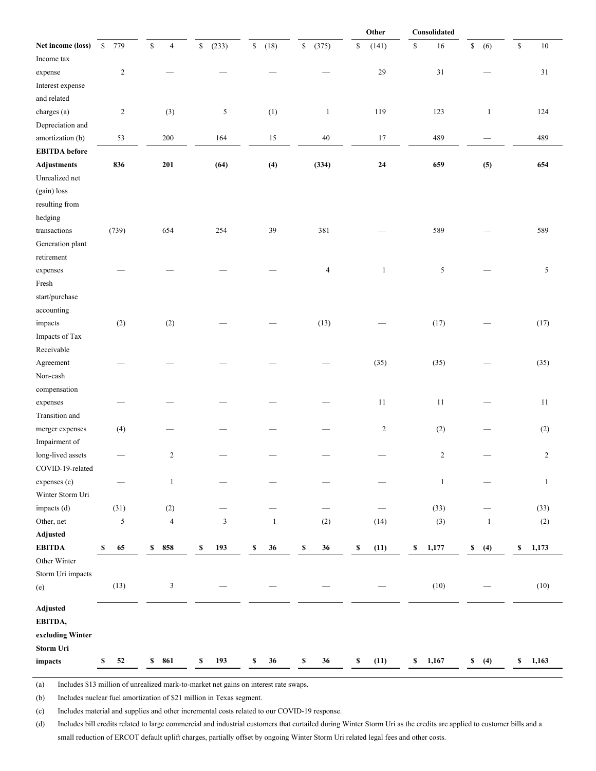| | | | | | | Other | Consolidated | | |
|---|---|---|---|---|---|---|---|---|---|
| **Net income (loss)** | $ 779 | $ 4 | $ (233) | $ (18) | $ (375) | $ (141) | $ 16 | $ (6) | $ 10 |
| Income tax expense | 2 | — | — | — | — | 29 | 31 | — | 31 |
| Interest expense and related charges (a) | 2 | (3) | 5 | (1) | 1 | 119 | 123 | 1 | 124 |
| Depreciation and amortization (b) | 53 | 200 | 164 | 15 | 40 | 17 | 489 | — | 489 |
| **EBITDA before Adjustments** | **836** | **201** | **(64)** | **(4)** | **(334)** | **24** | **659** | **(5)** | **654** |
| Unrealized net (gain) loss resulting from hedging transactions | (739) | 654 | 254 | 39 | 381 | — | 589 | — | 589 |
| Generation plant retirement expenses | — | — | — | — | 4 | 1 | 5 | — | 5 |
| Fresh start/purchase accounting impacts | (2) | (2) | — | — | (13) | — | (17) | — | (17) |
| Impacts of Tax Receivable Agreement | — | — | — | — | — | (35) | (35) | — | (35) |
| Non-cash compensation expenses | — | — | — | — | — | 11 | 11 | — | 11 |
| Transition and merger expenses | (4) | — | — | — | — | 2 | (2) | — | (2) |
| Impairment of long-lived assets | — | 2 | — | — | — | — | 2 | — | 2 |
| COVID-19-related expenses (c) | — | 1 | — | — | — | — | 1 | — | 1 |
| Winter Storm Uri impacts (d) | (31) | (2) | — | — | — | — | (33) | — | (33) |
| Other, net | 5 | 4 | 3 | 1 | (2) | (14) | (3) | 1 | (2) |
| **Adjusted EBITDA** | **$ 65** | **$ 858** | **$ 193** | **$ 36** | **$ 36** | **$ (11)** | **$ 1,177** | **$ (4)** | **$ 1,173** |
| Other Winter Storm Uri impacts (e) | (13) | 3 | — | — | — | — | (10) | — | (10) |
| **Adjusted EBITDA, excluding Winter Storm Uri impacts** | **$ 52** | **$ 861** | **$ 193** | **$ 36** | **$ 36** | **$ (11)** | **$ 1,167** | **$ (4)** | **$ 1,163** |

(a) Includes $13 million of unrealized mark-to-market net gains on interest rate swaps.

(b) Includes nuclear fuel amortization of $21 million in Texas segment.

(c) Includes material and supplies and other incremental costs related to our COVID-19 response.

(d) Includes bill credits related to large commercial and industrial customers that curtailed during Winter Storm Uri as the credits are applied to customer bills and a small reduction of ERCOT default uplift charges, partially offset by ongoing Winter Storm Uri related legal fees and other costs.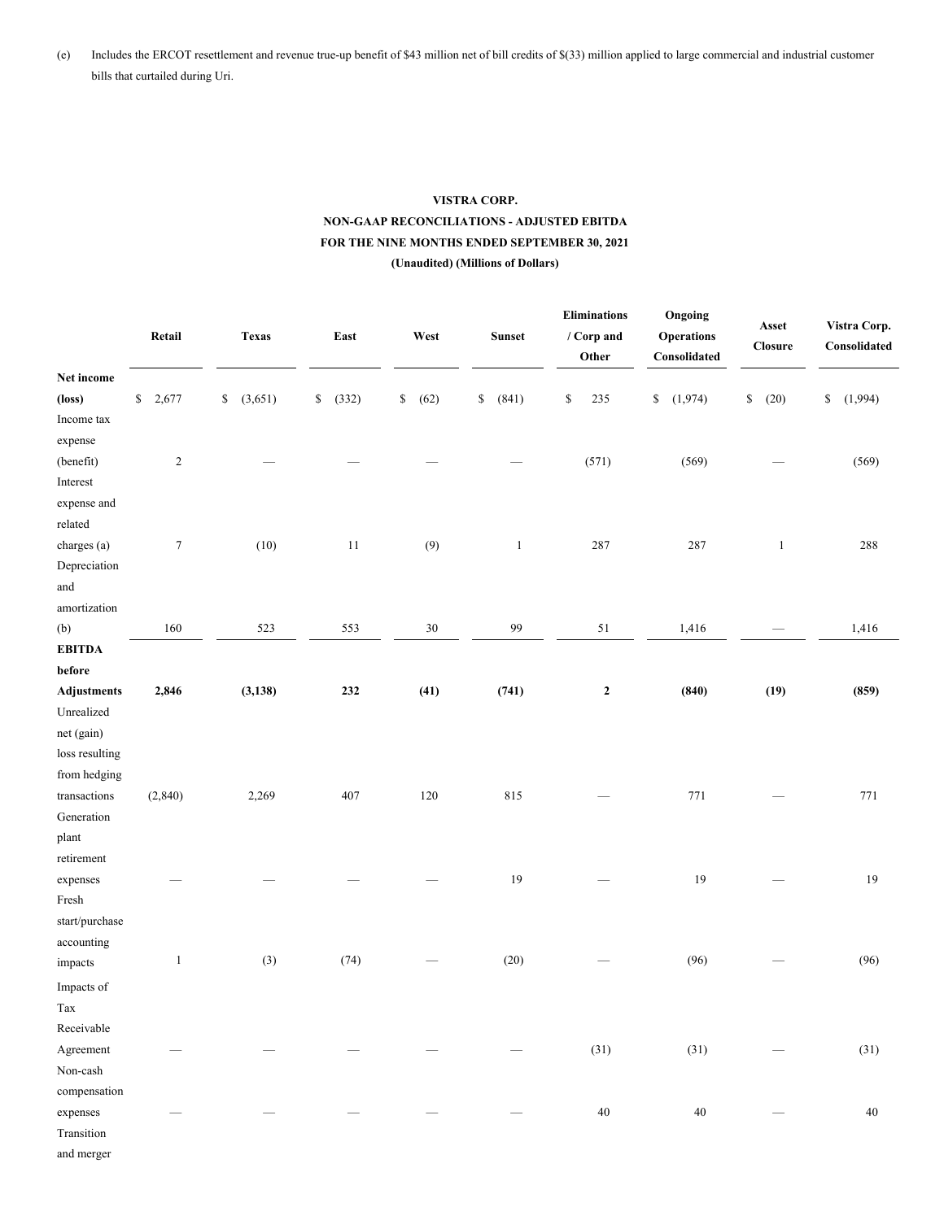(e) Includes the ERCOT resettlement and revenue true-up benefit of $43 million net of bill credits of $(33) million applied to large commercial and industrial customer bills that curtailed during Uri.

**VISTRA CORP.**
**NON-GAAP RECONCILIATIONS - ADJUSTED EBITDA**
**FOR THE NINE MONTHS ENDED SEPTEMBER 30, 2021**
**(Unaudited) (Millions of Dollars)**

| | Retail | Texas | East | West | Sunset | Eliminations / Corp and Other | Ongoing Operations Consolidated | Asset Closure | Vistra Corp. Consolidated |
|---|---|---|---|---|---|---|---|---|---|
| Net income (loss) | $ 2,677 | $ (3,651) | $ (332) | $ (62) | $ (841) | $ 235 | $ (1,974) | $ (20) | $ (1,994) |
| Income tax expense (benefit) | 2 | — | — | — | — | (571) | (569) | — | (569) |
| Interest expense and related charges (a) | 7 | (10) | 11 | (9) | 1 | 287 | 287 | 1 | 288 |
| Depreciation and amortization (b) | 160 | 523 | 553 | 30 | 99 | 51 | 1,416 | — | 1,416 |
| **EBITDA before Adjustments** | **2,846** | **(3,138)** | **232** | **(41)** | **(741)** | **2** | **(840)** | **(19)** | **(859)** |
| Unrealized net (gain) loss resulting from hedging transactions | (2,840) | 2,269 | 407 | 120 | 815 | — | 771 | — | 771 |
| Generation plant retirement expenses | — | — | — | — | 19 | — | 19 | — | 19 |
| Fresh start/purchase accounting impacts | 1 | (3) | (74) | — | (20) | — | (96) | — | (96) |
| Impacts of Tax Receivable Agreement | — | — | — | — | — | (31) | (31) | — | (31) |
| Non-cash compensation expenses | — | — | — | — | — | 40 | 40 | — | 40 |
| Transition and merger | | | | | | | | | |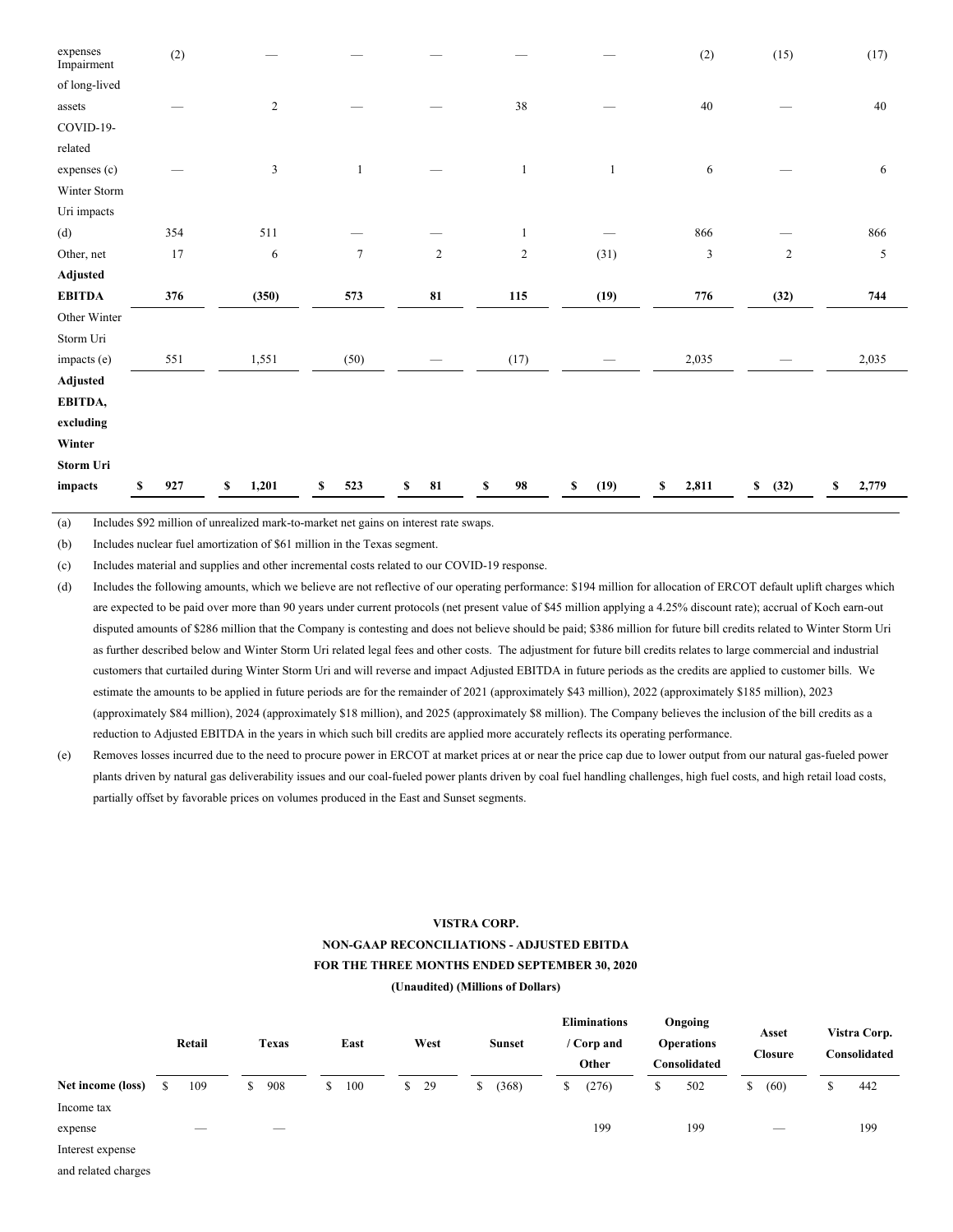| | Retail | Texas | East | West | Sunset | Eliminations / Corp and Other | Ongoing Operations Consolidated | Asset Closure | Vistra Corp. Consolidated |
|---|---|---|---|---|---|---|---|---|---|
| expenses | (2) | — | — | — | — | — | (2) | (15) | (17) |
| Impairment of long-lived assets | — | 2 | — | — | 38 | — | 40 | — | 40 |
| COVID-19-related expenses (c) | — | 3 | 1 | — | 1 | 1 | 6 | — | 6 |
| Winter Storm Uri impacts (d) | 354 | 511 | — | — | 1 | — | 866 | — | 866 |
| Other, net | 17 | 6 | 7 | 2 | 2 | (31) | 3 | 2 | 5 |
| **Adjusted EBITDA** | **376** | **(350)** | **573** | **81** | **115** | **(19)** | **776** | **(32)** | **744** |
| Other Winter Storm Uri impacts (e) | 551 | 1,551 | (50) | — | (17) | — | 2,035 | — | 2,035 |
| **Adjusted EBITDA, excluding Winter Storm Uri impacts** | **$ 927** | **$ 1,201** | **$ 523** | **$ 81** | **$ 98** | **$ (19)** | **$ 2,811** | **$ (32)** | **$ 2,779** |

(a) Includes $92 million of unrealized mark-to-market net gains on interest rate swaps.

(b) Includes nuclear fuel amortization of $61 million in the Texas segment.

(c) Includes material and supplies and other incremental costs related to our COVID-19 response.

(d) Includes the following amounts, which we believe are not reflective of our operating performance: $194 million for allocation of ERCOT default uplift charges which are expected to be paid over more than 90 years under current protocols (net present value of $45 million applying a 4.25% discount rate); accrual of Koch earn-out disputed amounts of $286 million that the Company is contesting and does not believe should be paid; $386 million for future bill credits related to Winter Storm Uri as further described below and Winter Storm Uri related legal fees and other costs. The adjustment for future bill credits relates to large commercial and industrial customers that curtailed during Winter Storm Uri and will reverse and impact Adjusted EBITDA in future periods as the credits are applied to customer bills. We estimate the amounts to be applied in future periods are for the remainder of 2021 (approximately $43 million), 2022 (approximately $185 million), 2023 (approximately $84 million), 2024 (approximately $18 million), and 2025 (approximately $8 million). The Company believes the inclusion of the bill credits as a reduction to Adjusted EBITDA in the years in which such bill credits are applied more accurately reflects its operating performance.

(e) Removes losses incurred due to the need to procure power in ERCOT at market prices at or near the price cap due to lower output from our natural gas-fueled power plants driven by natural gas deliverability issues and our coal-fueled power plants driven by coal fuel handling challenges, high fuel costs, and high retail load costs, partially offset by favorable prices on volumes produced in the East and Sunset segments.

**VISTRA CORP.**

**NON-GAAP RECONCILIATIONS - ADJUSTED EBITDA**

**FOR THE THREE MONTHS ENDED SEPTEMBER 30, 2020**

**(Unaudited) (Millions of Dollars)**

| | Retail | Texas | East | West | Sunset | Eliminations / Corp and Other | Ongoing Operations Consolidated | Asset Closure | Vistra Corp. Consolidated |
|---|---|---|---|---|---|---|---|---|---|
| **Net income (loss)** | $ 109 | $ 908 | $ 100 | $ 29 | $ (368) | $ (276) | $ 502 | $ (60) | $ 442 |
| Income tax expense | — | — | | | | 199 | 199 | — | 199 |
| Interest expense and related charges | | | | | | | | | |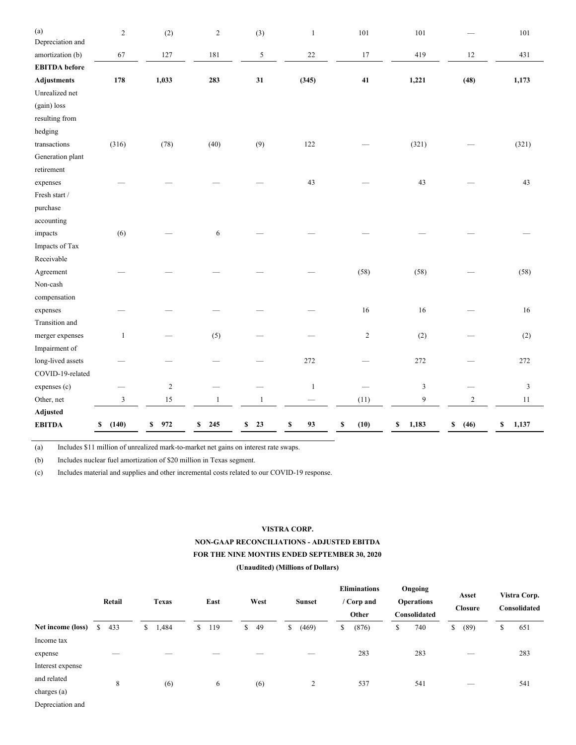| | Retail | Texas | East | West | Sunset | Eliminations / Corp and Other | Ongoing Operations Consolidated | Asset Closure | Vistra Corp. Consolidated |
|---|---|---|---|---|---|---|---|---|---|
| (a) | 2 | (2) | 2 | (3) | 1 | 101 | 101 | — | 101 |
| Depreciation and amortization (b) | 67 | 127 | 181 | 5 | 22 | 17 | 419 | 12 | 431 |
| **EBITDA before Adjustments** | **178** | **1,033** | **283** | **31** | **(345)** | **41** | **1,221** | **(48)** | **1,173** |
| Unrealized net (gain) loss resulting from hedging transactions | (316) | (78) | (40) | (9) | 122 | — | (321) | — | (321) |
| Generation plant retirement expenses | — | — | — | — | 43 | — | 43 | — | 43 |
| Fresh start / purchase accounting impacts | (6) | — | 6 | — | — | — | — | — | — |
| Impacts of Tax Receivable Agreement | — | — | — | — | — | (58) | (58) | — | (58) |
| Non-cash compensation expenses | — | — | — | — | — | 16 | 16 | — | 16 |
| Transition and merger expenses | 1 | — | (5) | — | — | 2 | (2) | — | (2) |
| Impairment of long-lived assets | — | — | — | — | 272 | — | 272 | — | 272 |
| COVID-19-related expenses (c) | — | 2 | — | — | 1 | — | 3 | — | 3 |
| Other, net | 3 | 15 | 1 | 1 | — | (11) | 9 | 2 | 11 |
| **Adjusted EBITDA** | **$ (140)** | **$ 972** | **$ 245** | **$ 23** | **$ 93** | **$ (10)** | **$ 1,183** | **$ (46)** | **$ 1,137** |

(a) Includes $11 million of unrealized mark-to-market net gains on interest rate swaps.

(b) Includes nuclear fuel amortization of $20 million in Texas segment.

(c) Includes material and supplies and other incremental costs related to our COVID-19 response.

**VISTRA CORP.**

**NON-GAAP RECONCILIATIONS - ADJUSTED EBITDA**

**FOR THE NINE MONTHS ENDED SEPTEMBER 30, 2020**

**(Unaudited) (Millions of Dollars)**

| | Retail | Texas | East | West | Sunset | Eliminations / Corp and Other | Ongoing Operations Consolidated | Asset Closure | Vistra Corp. Consolidated |
|---|---|---|---|---|---|---|---|---|---|
| **Net income (loss)** | $ 433 | $ 1,484 | $ 119 | $ 49 | $ (469) | $ (876) | $ 740 | $ (89) | $ 651 |
| Income tax expense | — | — | — | — | — | 283 | 283 | — | 283 |
| Interest expense and related charges (a) | 8 | (6) | 6 | (6) | 2 | 537 | 541 | — | 541 |
| Depreciation and | | | | | | | | | |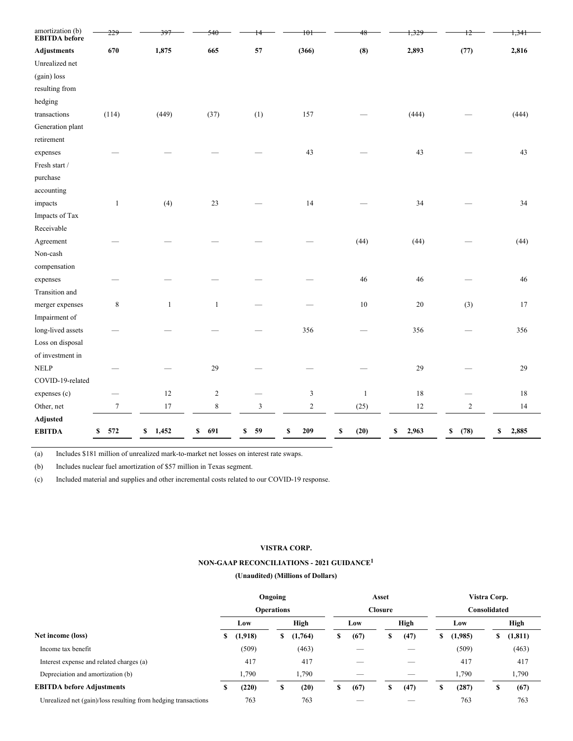| | | | | | | | | | |
|---|---|---|---|---|---|---|---|---|---|
| amortization (b) | 229 | 397 | 540 | 14 | 101 | 48 | 1,329 | 12 | 1,341 |
| **EBITDA before Adjustments** | **670** | **1,875** | **665** | **57** | **(366)** | **(8)** | **2,893** | **(77)** | **2,816** |
| Unrealized net (gain) loss resulting from hedging transactions | (114) | (449) | (37) | (1) | 157 | — | (444) | — | (444) |
| Generation plant retirement expenses | — | — | — | — | 43 | — | 43 | — | 43 |
| Fresh start / purchase accounting impacts | 1 | (4) | 23 | — | 14 | — | 34 | — | 34 |
| Impacts of Tax Receivable Agreement | — | — | — | — | — | (44) | (44) | — | (44) |
| Non-cash compensation expenses | — | — | — | — | — | 46 | 46 | — | 46 |
| Transition and merger expenses | 8 | 1 | 1 | — | — | 10 | 20 | (3) | 17 |
| Impairment of long-lived assets | — | — | — | — | 356 | — | 356 | — | 356 |
| Loss on disposal of investment in NELP | — | — | 29 | — | — | — | 29 | — | 29 |
| COVID-19-related expenses (c) | — | 12 | 2 | — | 3 | 1 | 18 | — | 18 |
| Other, net | 7 | 17 | 8 | 3 | 2 | (25) | 12 | 2 | 14 |
| **Adjusted EBITDA** | **$ 572** | **$ 1,452** | **$ 691** | **$ 59** | **$ 209** | **$ (20)** | **$ 2,963** | **$ (78)** | **$ 2,885** |

(a) Includes $181 million of unrealized mark-to-market net losses on interest rate swaps.

(b) Includes nuclear fuel amortization of $57 million in Texas segment.

(c) Included material and supplies and other incremental costs related to our COVID-19 response.

**VISTRA CORP.**

**NON-GAAP RECONCILIATIONS - 2021 GUIDANCE[1]**

**(Unaudited) (Millions of Dollars)**

| | Ongoing Operations | | Asset Closure | | Vistra Corp. Consolidated | |
|---|---|---|---|---|---|---|
| | Low | High | Low | High | Low | High |
| **Net income (loss)** | **$ (1,918)** | **$ (1,764)** | **$ (67)** | **$ (47)** | **$ (1,985)** | **$ (1,811)** |
| Income tax benefit | (509) | (463) | — | — | (509) | (463) |
| Interest expense and related charges (a) | 417 | 417 | — | — | 417 | 417 |
| Depreciation and amortization (b) | 1,790 | 1,790 | — | — | 1,790 | 1,790 |
| **EBITDA before Adjustments** | **$ (220)** | **$ (20)** | **$ (67)** | **$ (47)** | **$ (287)** | **$ (67)** |
| Unrealized net (gain)/loss resulting from hedging transactions | 763 | 763 | — | — | 763 | 763 |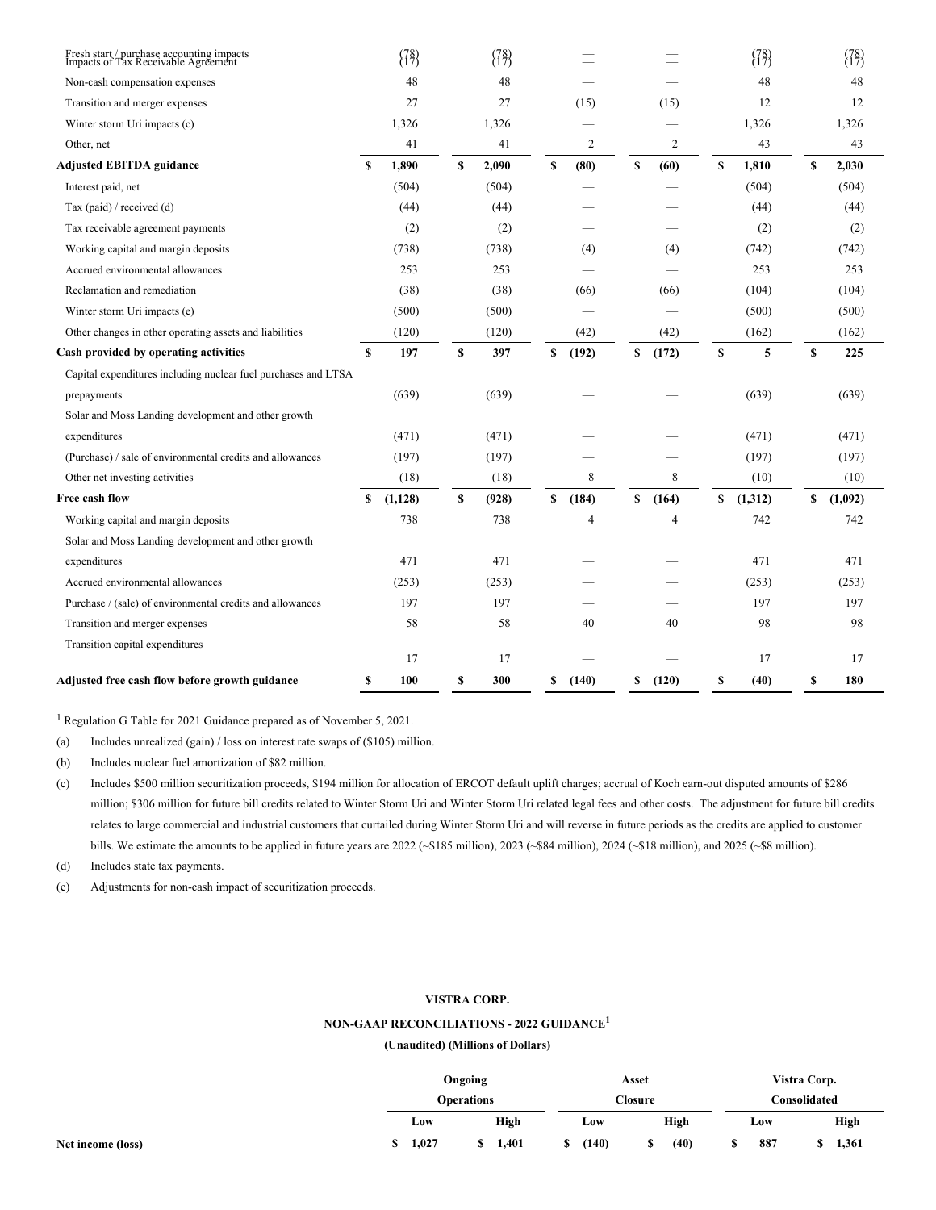| | Ongoing Operations Low | Ongoing Operations High | Asset Closure Low | Asset Closure High | Vistra Corp. Consolidated Low | Vistra Corp. Consolidated High |
|---|---|---|---|---|---|---|
| Fresh start / purchase accounting impacts | (78) | (78) | — | — | (78) | (78) |
| Impacts of Tax Receivable Agreement | (17) | (17) | — | — | (17) | (17) |
| Non-cash compensation expenses | 48 | 48 | — | — | 48 | 48 |
| Transition and merger expenses | 27 | 27 | (15) | (15) | 12 | 12 |
| Winter storm Uri impacts (c) | 1,326 | 1,326 | — | — | 1,326 | 1,326 |
| Other, net | 41 | 41 | 2 | 2 | 43 | 43 |
| **Adjusted EBITDA guidance** | **$ 1,890** | **$ 2,090** | **$ (80)** | **$ (60)** | **$ 1,810** | **$ 2,030** |
| Interest paid, net | (504) | (504) | — | — | (504) | (504) |
| Tax (paid) / received (d) | (44) | (44) | — | — | (44) | (44) |
| Tax receivable agreement payments | (2) | (2) | — | — | (2) | (2) |
| Working capital and margin deposits | (738) | (738) | (4) | (4) | (742) | (742) |
| Accrued environmental allowances | 253 | 253 | — | — | 253 | 253 |
| Reclamation and remediation | (38) | (38) | (66) | (66) | (104) | (104) |
| Winter storm Uri impacts (e) | (500) | (500) | — | — | (500) | (500) |
| Other changes in other operating assets and liabilities | (120) | (120) | (42) | (42) | (162) | (162) |
| **Cash provided by operating activities** | **$ 197** | **$ 397** | **$ (192)** | **$ (172)** | **$ 5** | **$ 225** |
| Capital expenditures including nuclear fuel purchases and LTSA prepayments | (639) | (639) | — | — | (639) | (639) |
| Solar and Moss Landing development and other growth expenditures | (471) | (471) | — | — | (471) | (471) |
| (Purchase) / sale of environmental credits and allowances | (197) | (197) | — | — | (197) | (197) |
| Other net investing activities | (18) | (18) | 8 | 8 | (10) | (10) |
| **Free cash flow** | **$ (1,128)** | **$ (928)** | **$ (184)** | **$ (164)** | **$ (1,312)** | **$ (1,092)** |
| Working capital and margin deposits | 738 | 738 | 4 | 4 | 742 | 742 |
| Solar and Moss Landing development and other growth expenditures | 471 | 471 | — | — | 471 | 471 |
| Accrued environmental allowances | (253) | (253) | — | — | (253) | (253) |
| Purchase / (sale) of environmental credits and allowances | 197 | 197 | — | — | 197 | 197 |
| Transition and merger expenses | 58 | 58 | 40 | 40 | 98 | 98 |
| Transition capital expenditures | 17 | 17 | — | — | 17 | 17 |
| **Adjusted free cash flow before growth guidance** | **$ 100** | **$ 300** | **$ (140)** | **$ (120)** | **$ (40)** | **$ 180** |

[1] Regulation G Table for 2021 Guidance prepared as of November 5, 2021.

(a) Includes unrealized (gain) / loss on interest rate swaps of ($105) million.

(b) Includes nuclear fuel amortization of $82 million.

(c) Includes $500 million securitization proceeds, $194 million for allocation of ERCOT default uplift charges; accrual of Koch earn-out disputed amounts of $286 million; $306 million for future bill credits related to Winter Storm Uri and Winter Storm Uri related legal fees and other costs. The adjustment for future bill credits relates to large commercial and industrial customers that curtailed during Winter Storm Uri and will reverse in future periods as the credits are applied to customer bills. We estimate the amounts to be applied in future years are 2022 (~$185 million), 2023 (~$84 million), 2024 (~$18 million), and 2025 (~$8 million).

(d) Includes state tax payments.

(e) Adjustments for non-cash impact of securitization proceeds.

**VISTRA CORP.**

**NON-GAAP RECONCILIATIONS - 2022 GUIDANCE[1]**

**(Unaudited) (Millions of Dollars)**

| | Ongoing Operations | | Asset Closure | | Vistra Corp. Consolidated | |
|---|---|---|---|---|---|---|
| | Low | High | Low | High | Low | High |
| **Net income (loss)** | **$ 1,027** | **$ 1,401** | **$ (140)** | **$ (40)** | **$ 887** | **$ 1,361** |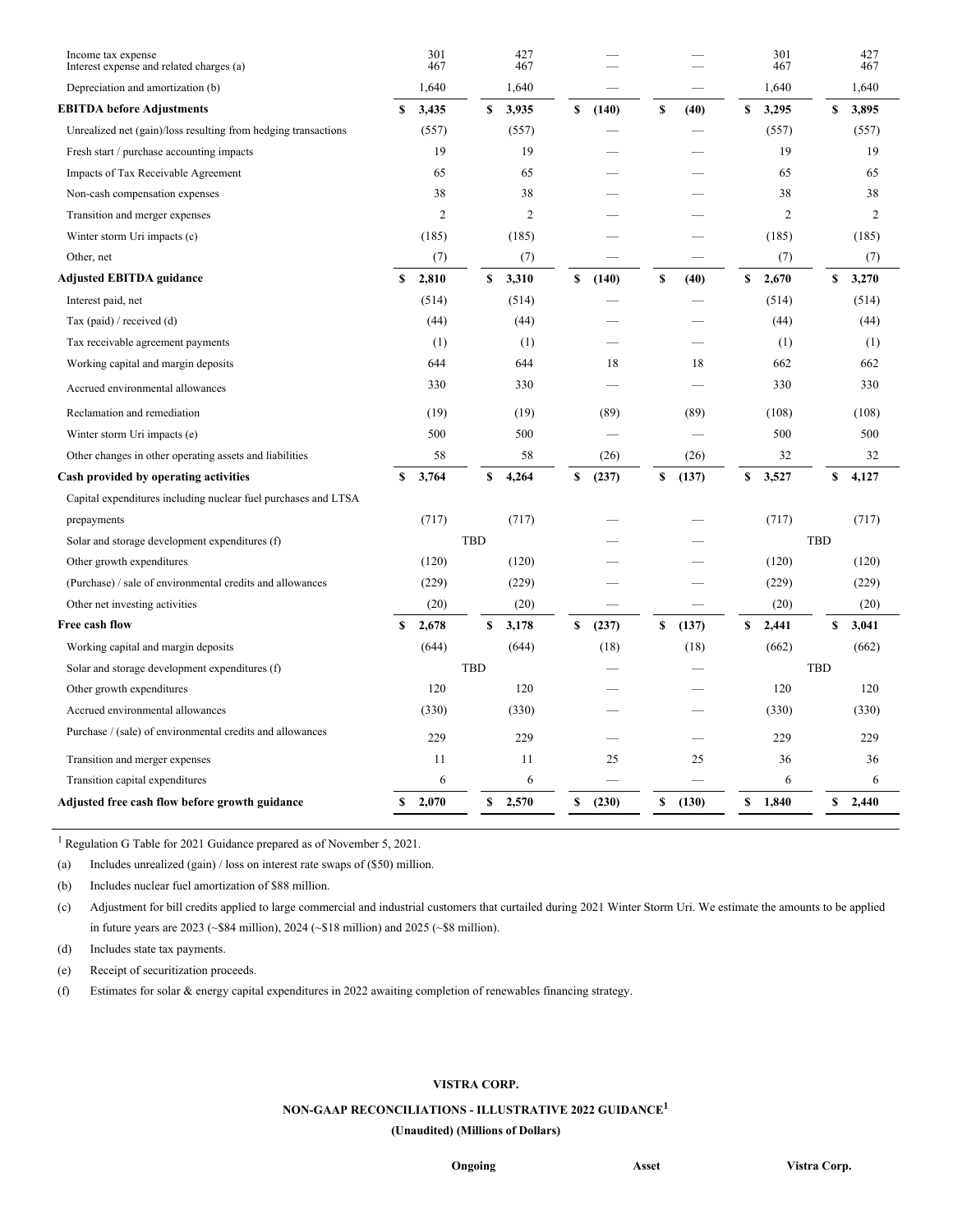| | | | | | | |
|---|---|---|---|---|---|---|
| Income tax expense | 301 | 427 | — | — | 301 | 427 |
| Interest expense and related charges (a) | 467 | 467 | — | — | 467 | 467 |
| Depreciation and amortization (b) | 1,640 | 1,640 | — | — | 1,640 | 1,640 |
| **EBITDA before Adjustments** | **$ 3,435** | **$ 3,935** | **$ (140)** | **$ (40)** | **$ 3,295** | **$ 3,895** |
| Unrealized net (gain)/loss resulting from hedging transactions | (557) | (557) | — | — | (557) | (557) |
| Fresh start / purchase accounting impacts | 19 | 19 | — | — | 19 | 19 |
| Impacts of Tax Receivable Agreement | 65 | 65 | — | — | 65 | 65 |
| Non-cash compensation expenses | 38 | 38 | — | — | 38 | 38 |
| Transition and merger expenses | 2 | 2 | — | — | 2 | 2 |
| Winter storm Uri impacts (c) | (185) | (185) | — | — | (185) | (185) |
| Other, net | (7) | (7) | — | — | (7) | (7) |
| **Adjusted EBITDA guidance** | **$ 2,810** | **$ 3,310** | **$ (140)** | **$ (40)** | **$ 2,670** | **$ 3,270** |
| Interest paid, net | (514) | (514) | — | — | (514) | (514) |
| Tax (paid) / received (d) | (44) | (44) | — | — | (44) | (44) |
| Tax receivable agreement payments | (1) | (1) | — | — | (1) | (1) |
| Working capital and margin deposits | 644 | 644 | 18 | 18 | 662 | 662 |
| Accrued environmental allowances | 330 | 330 | — | — | 330 | 330 |
| Reclamation and remediation | (19) | (19) | (89) | (89) | (108) | (108) |
| Winter storm Uri impacts (e) | 500 | 500 | — | — | 500 | 500 |
| Other changes in other operating assets and liabilities | 58 | 58 | (26) | (26) | 32 | 32 |
| **Cash provided by operating activities** | **$ 3,764** | **$ 4,264** | **$ (237)** | **$ (137)** | **$ 3,527** | **$ 4,127** |
| Capital expenditures including nuclear fuel purchases and LTSA prepayments | (717) | (717) | — | — | (717) | (717) |
| Solar and storage development expenditures (f) | TBD | | — | — | TBD | |
| Other growth expenditures | (120) | (120) | — | — | (120) | (120) |
| (Purchase) / sale of environmental credits and allowances | (229) | (229) | — | — | (229) | (229) |
| Other net investing activities | (20) | (20) | — | — | (20) | (20) |
| **Free cash flow** | **$ 2,678** | **$ 3,178** | **$ (237)** | **$ (137)** | **$ 2,441** | **$ 3,041** |
| Working capital and margin deposits | (644) | (644) | (18) | (18) | (662) | (662) |
| Solar and storage development expenditures (f) | TBD | | — | — | TBD | |
| Other growth expenditures | 120 | 120 | — | — | 120 | 120 |
| Accrued environmental allowances | (330) | (330) | — | — | (330) | (330) |
| Purchase / (sale) of environmental credits and allowances | 229 | 229 | — | — | 229 | 229 |
| Transition and merger expenses | 11 | 11 | 25 | 25 | 36 | 36 |
| Transition capital expenditures | 6 | 6 | — | — | 6 | 6 |
| **Adjusted free cash flow before growth guidance** | **$ 2,070** | **$ 2,570** | **$ (230)** | **$ (130)** | **$ 1,840** | **$ 2,440** |

[1] Regulation G Table for 2021 Guidance prepared as of November 5, 2021.

(a) Includes unrealized (gain) / loss on interest rate swaps of ($50) million.

(b) Includes nuclear fuel amortization of $88 million.

(c) Adjustment for bill credits applied to large commercial and industrial customers that curtailed during 2021 Winter Storm Uri. We estimate the amounts to be applied in future years are 2023 (~$84 million), 2024 (~$18 million) and 2025 (~$8 million).

(d) Includes state tax payments.

(e) Receipt of securitization proceeds.

(f) Estimates for solar & energy capital expenditures in 2022 awaiting completion of renewables financing strategy.

**VISTRA CORP.**

**NON-GAAP RECONCILIATIONS - ILLUSTRATIVE 2022 GUIDANCE[1]**

**(Unaudited) (Millions of Dollars)**

| Ongoing | Asset | Vistra Corp. |
|---|---|---|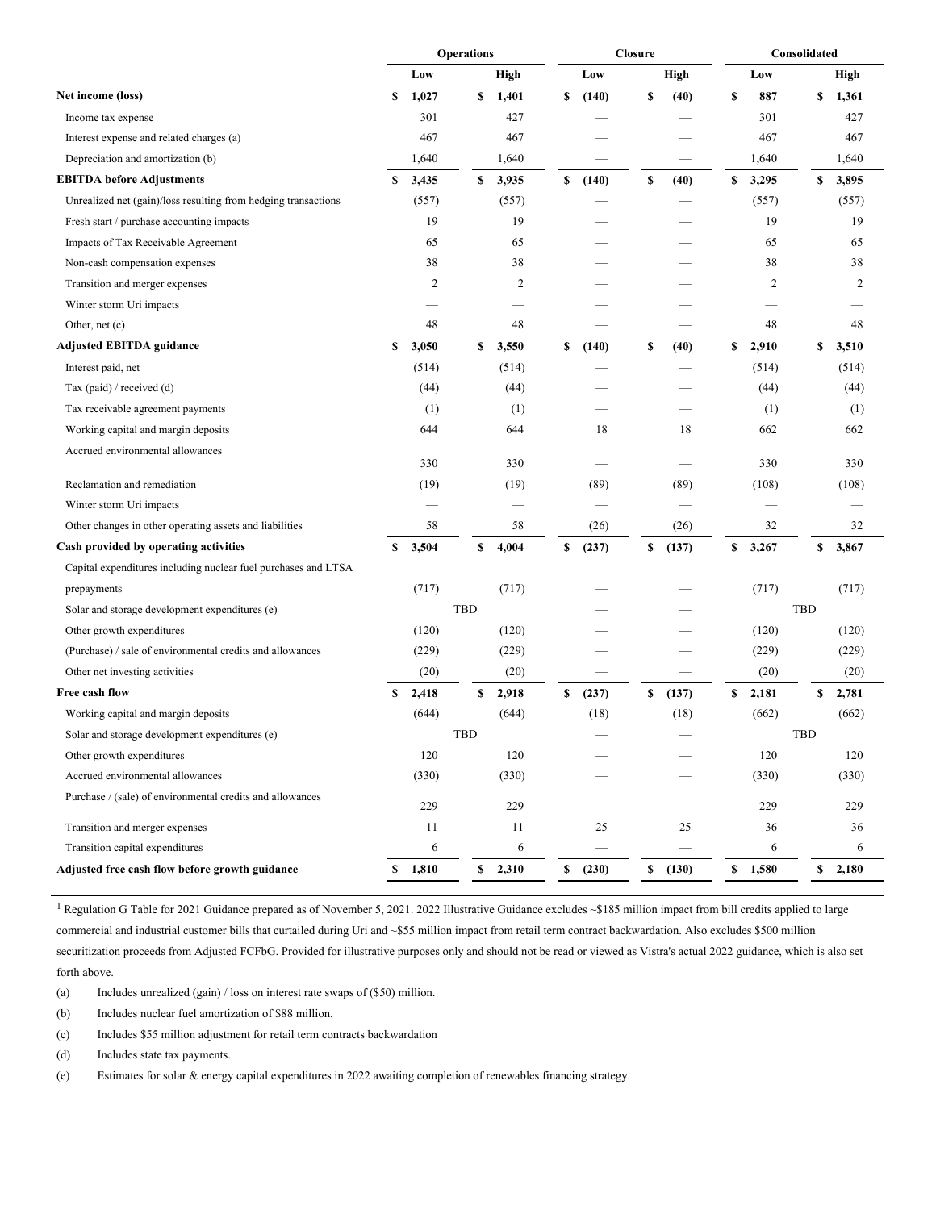| | Operations | | Closure | | Consolidated | |
|---|---|---|---|---|---|---|
| | Low | High | Low | High | Low | High |
| **Net income (loss)** | **$ 1,027** | **$ 1,401** | **$ (140)** | **$ (40)** | **$ 887** | **$ 1,361** |
| Income tax expense | 301 | 427 | — | — | 301 | 427 |
| Interest expense and related charges (a) | 467 | 467 | — | — | 467 | 467 |
| Depreciation and amortization (b) | 1,640 | 1,640 | — | — | 1,640 | 1,640 |
| **EBITDA before Adjustments** | **$ 3,435** | **$ 3,935** | **$ (140)** | **$ (40)** | **$ 3,295** | **$ 3,895** |
| Unrealized net (gain)/loss resulting from hedging transactions | (557) | (557) | — | — | (557) | (557) |
| Fresh start / purchase accounting impacts | 19 | 19 | — | — | 19 | 19 |
| Impacts of Tax Receivable Agreement | 65 | 65 | — | — | 65 | 65 |
| Non-cash compensation expenses | 38 | 38 | — | — | 38 | 38 |
| Transition and merger expenses | 2 | 2 | — | — | 2 | 2 |
| Winter storm Uri impacts | — | — | — | — | — | — |
| Other, net (c) | 48 | 48 | — | — | 48 | 48 |
| **Adjusted EBITDA guidance** | **$ 3,050** | **$ 3,550** | **$ (140)** | **$ (40)** | **$ 2,910** | **$ 3,510** |
| Interest paid, net | (514) | (514) | — | — | (514) | (514) |
| Tax (paid) / received (d) | (44) | (44) | — | — | (44) | (44) |
| Tax receivable agreement payments | (1) | (1) | — | — | (1) | (1) |
| Working capital and margin deposits | 644 | 644 | 18 | 18 | 662 | 662 |
| Accrued environmental allowances | 330 | 330 | — | — | 330 | 330 |
| Reclamation and remediation | (19) | (19) | (89) | (89) | (108) | (108) |
| Winter storm Uri impacts | — | — | — | — | — | — |
| Other changes in other operating assets and liabilities | 58 | 58 | (26) | (26) | 32 | 32 |
| **Cash provided by operating activities** | **$ 3,504** | **$ 4,004** | **$ (237)** | **$ (137)** | **$ 3,267** | **$ 3,867** |
| Capital expenditures including nuclear fuel purchases and LTSA prepayments | (717) | (717) | — | — | (717) | (717) |
| Solar and storage development expenditures (e) | TBD | | — | — | TBD | |
| Other growth expenditures | (120) | (120) | — | — | (120) | (120) |
| (Purchase) / sale of environmental credits and allowances | (229) | (229) | — | — | (229) | (229) |
| Other net investing activities | (20) | (20) | — | — | (20) | (20) |
| **Free cash flow** | **$ 2,418** | **$ 2,918** | **$ (237)** | **$ (137)** | **$ 2,181** | **$ 2,781** |
| Working capital and margin deposits | (644) | (644) | (18) | (18) | (662) | (662) |
| Solar and storage development expenditures (e) | TBD | | — | — | TBD | |
| Other growth expenditures | 120 | 120 | — | — | 120 | 120 |
| Accrued environmental allowances | (330) | (330) | — | — | (330) | (330) |
| Purchase / (sale) of environmental credits and allowances | 229 | 229 | — | — | 229 | 229 |
| Transition and merger expenses | 11 | 11 | 25 | 25 | 36 | 36 |
| Transition capital expenditures | 6 | 6 | — | — | 6 | 6 |
| **Adjusted free cash flow before growth guidance** | **$ 1,810** | **$ 2,310** | **$ (230)** | **$ (130)** | **$ 1,580** | **$ 2,180** |

[1] Regulation G Table for 2021 Guidance prepared as of November 5, 2021. 2022 Illustrative Guidance excludes ~$185 million impact from bill credits applied to large commercial and industrial customer bills that curtailed during Uri and ~$55 million impact from retail term contract backwardation. Also excludes $500 million securitization proceeds from Adjusted FCFbG. Provided for illustrative purposes only and should not be read or viewed as Vistra's actual 2022 guidance, which is also set forth above.

(a) Includes unrealized (gain) / loss on interest rate swaps of ($50) million.

(b) Includes nuclear fuel amortization of $88 million.

(c) Includes $55 million adjustment for retail term contracts backwardation

(d) Includes state tax payments.

(e) Estimates for solar & energy capital expenditures in 2022 awaiting completion of renewables financing strategy.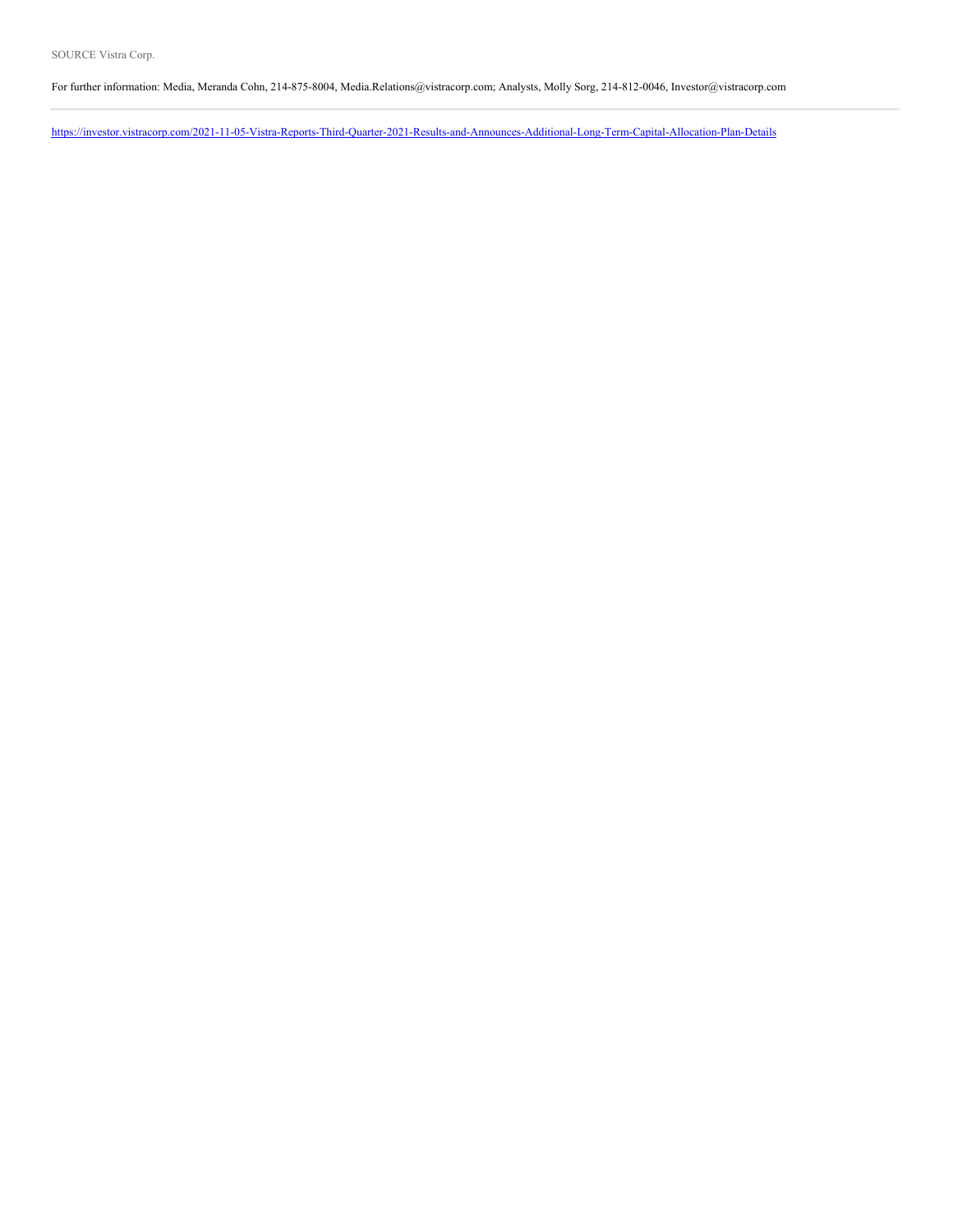SOURCE Vistra Corp.

For further information: Media, Meranda Cohn, 214-875-8004, Media.Relations@vistracorp.com; Analysts, Molly Sorg, 214-812-0046, Investor@vistracorp.com

---

https://investor.vistracorp.com/2021-11-05-Vistra-Reports-Third-Quarter-2021-Results-and-Announces-Additional-Long-Term-Capital-Allocation-Plan-Details